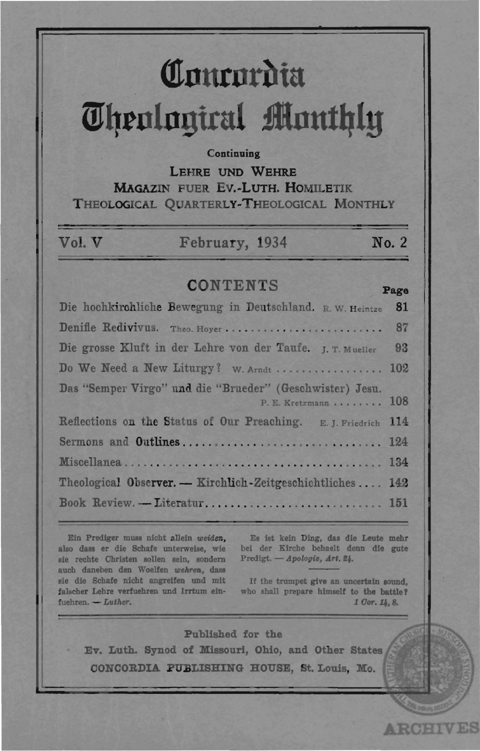# Concordia Theological Monthly

Continuing

LEHRE UND WEHRE
MAGAZIN FUER EV.-LUTH. HOMILETIK
THEOLOGICAL QUARTERLY-THEOLOGICAL MONTHLY

Vol. V — February, 1934 — No. 2

## CONTENTS

| | Page |
|---|---|
| Die hochkirchliche Bewegung in Deutschland. R. W. Heintze | 81 |
| Denifle Redivivus. Theo. Hoyer | 87 |
| Die grosse Kluft in der Lehre von der Taufe. J. T. Mueller | 93 |
| Do We Need a New Liturgy? W. Arndt | 102 |
| Das "Semper Virgo" und die "Brueder" (Geschwister) Jesu. P. E. Kretzmann | 108 |
| Reflections on the Status of Our Preaching. E. J. Friedrich | 114 |
| Sermons and Outlines | 124 |
| Miscellanea | 134 |
| Theological Observer. — Kirchlich-Zeitgeschichtliches | 142 |
| Book Review. — Literatur | 151 |

Ein Prediger muss nicht allein *weiden*, also dass er die Schafe unterweise, wie sie rechte Christen sollen sein, sondern auch daneben den Woelfen *wehren*, dass sie die Schafe nicht angreifen und mit falscher Lehre verfuehren und Irrtum einfuehren. — *Luther.*

Es ist kein Ding, das die Leute mehr bei der Kirche behaelt denn die gute Predigt. — *Apologie, Art. 24.*

If the trumpet give an uncertain sound, who shall prepare himself to the battle? *1 Cor. 14, 8.*

Published for the
Ev. Luth. Synod of Missouri, Ohio, and Other States
CONCORDIA PUBLISHING HOUSE, St. Louis, Mo.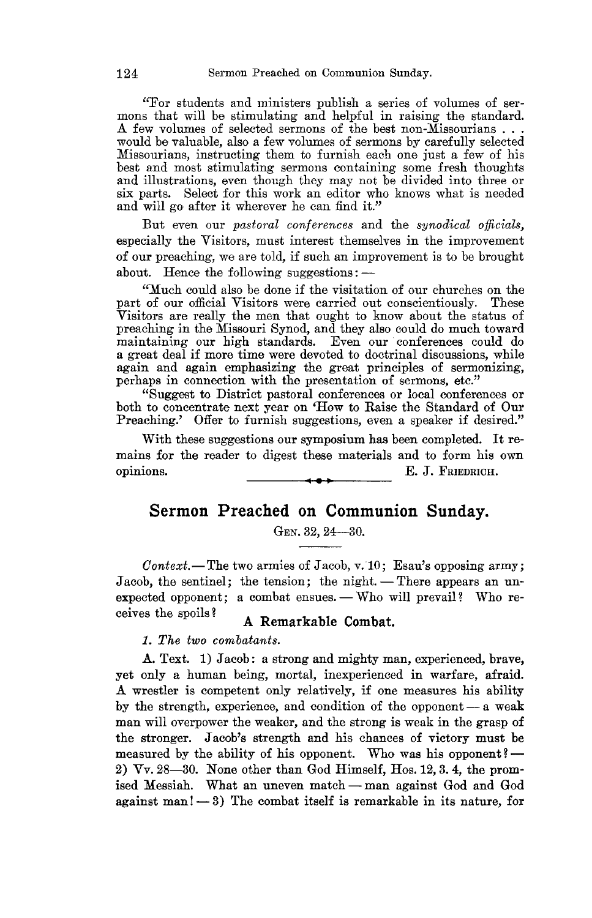"For students and ministers publish a series of volumes of sermons that will be stimulating and helpful in raising the standard. A few volumes of selected sermons of the best non-Missourians . . . would be valuable, also a few volumes of sermons by carefully selected Missourians, instructing them to furnish each one just a few of his best and most stimulating sermons containing some fresh thoughts and illustrations, even though they may not be divided into three or six parts. Select for this work an editor who knows what is needed and will go after it wherever he can find it."

But even our *pastoral conferences* and the *synodical officials*, especially the Visitors, must interest themselves in the improvement of our preaching, we are told, if such an improvement is to be brought about. Hence the following suggestions: —

"Much could also be done if the visitation of our churches on the part of our official Visitors were carried out conscientiously. These Visitors are really the men that ought to know about the status of preaching in the Missouri Synod, and they also could do much toward maintaining our high standards. Even our conferences could do a great deal if more time were devoted to doctrinal discussions, while again and again emphasizing the great principles of sermonizing, perhaps in connection with the presentation of sermons, etc."

"Suggest to District pastoral conferences or local conferences or both to concentrate next year on 'How to Raise the Standard of Our Preaching.' Offer to furnish suggestions, even a speaker if desired."

With these suggestions our symposium has been completed. It remains for the reader to digest these materials and to form his own opinions.

E. J. Friedrich.

## Sermon Preached on Communion Sunday.

Gen. 32, 24—30.

*Context.* — The two armies of Jacob, v. 10; Esau's opposing army; Jacob, the sentinel; the tension; the night. — There appears an unexpected opponent; a combat ensues. — Who will prevail? Who receives the spoils?

### A Remarkable Combat.

*1. The two combatants.*

A. Text. 1) Jacob: a strong and mighty man, experienced, brave, yet only a human being, mortal, inexperienced in warfare, afraid. A wrestler is competent only relatively, if one measures his ability by the strength, experience, and condition of the opponent — a weak man will overpower the weaker, and the strong is weak in the grasp of the stronger. Jacob's strength and his chances of victory must be measured by the ability of his opponent. Who was his opponent? — 2) Vv. 28—30. None other than God Himself, Hos. 12, 3. 4, the promised Messiah. What an uneven match — man against God and God against man! — 3) The combat itself is remarkable in its nature, for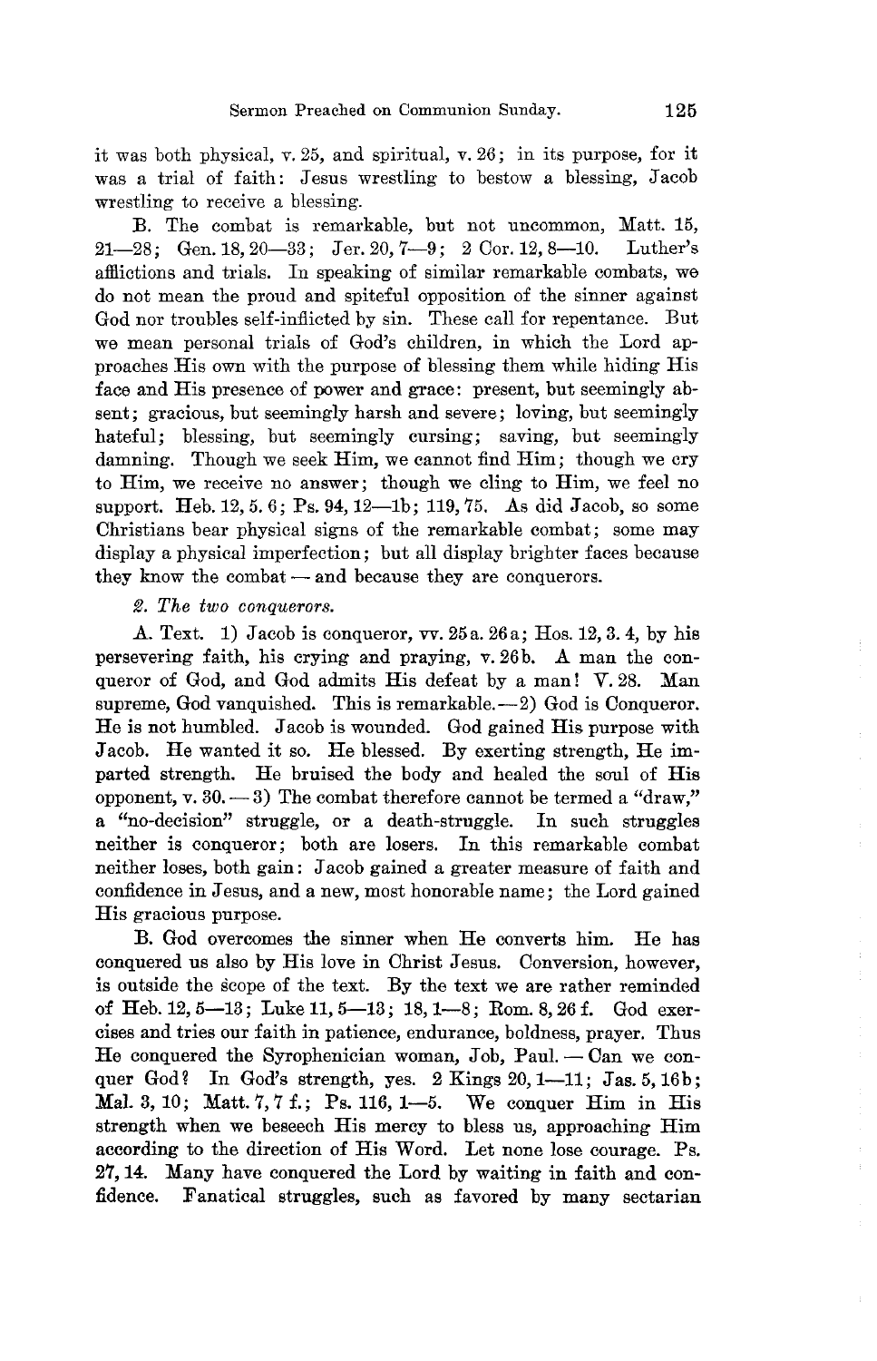it was both physical, v. 25, and spiritual, v. 26; in its purpose, for it was a trial of faith: Jesus wrestling to bestow a blessing, Jacob wrestling to receive a blessing.

B. The combat is remarkable, but not uncommon, Matt. 15, 21—28; Gen. 18, 20—33; Jer. 20, 7—9; 2 Cor. 12, 8—10. Luther's afflictions and trials. In speaking of similar remarkable combats, we do not mean the proud and spiteful opposition of the sinner against God nor troubles self-inflicted by sin. These call for repentance. But we mean personal trials of God's children, in which the Lord approaches His own with the purpose of blessing them while hiding His face and His presence of power and grace: present, but seemingly absent; gracious, but seemingly harsh and severe; loving, but seemingly hateful; blessing, but seemingly cursing; saving, but seemingly damning. Though we seek Him, we cannot find Him; though we cry to Him, we receive no answer; though we cling to Him, we feel no support. Heb. 12, 5. 6; Ps. 94, 12—1b; 119, 75. As did Jacob, so some Christians bear physical signs of the remarkable combat; some may display a physical imperfection; but all display brighter faces because they know the combat — and because they are conquerors.

*2. The two conquerors.*

A. Text. 1) Jacob is conqueror, vv. 25a. 26a; Hos. 12, 3. 4, by his persevering faith, his crying and praying, v. 26b. A man the conqueror of God, and God admits His defeat by a man! V. 28. Man supreme, God vanquished. This is remarkable.—2) God is Conqueror. He is not humbled. Jacob is wounded. God gained His purpose with Jacob. He wanted it so. He blessed. By exerting strength, He imparted strength. He bruised the body and healed the soul of His opponent, v. 30. — 3) The combat therefore cannot be termed a "draw," a "no-decision" struggle, or a death-struggle. In such struggles neither is conqueror; both are losers. In this remarkable combat neither loses, both gain: Jacob gained a greater measure of faith and confidence in Jesus, and a new, most honorable name; the Lord gained His gracious purpose.

B. God overcomes the sinner when He converts him. He has conquered us also by His love in Christ Jesus. Conversion, however, is outside the scope of the text. By the text we are rather reminded of Heb. 12, 5—13; Luke 11, 5—13; 18, 1—8; Rom. 8, 26 f. God exercises and tries our faith in patience, endurance, boldness, prayer. Thus He conquered the Syrophenician woman, Job, Paul. — Can we conquer God? In God's strength, yes. 2 Kings 20, 1—11; Jas. 5, 16b; Mal. 3, 10; Matt. 7, 7 f.; Ps. 116, 1—5. We conquer Him in His strength when we beseech His mercy to bless us, approaching Him according to the direction of His Word. Let none lose courage. Ps. 27, 14. Many have conquered the Lord by waiting in faith and confidence. Fanatical struggles, such as favored by many sectarian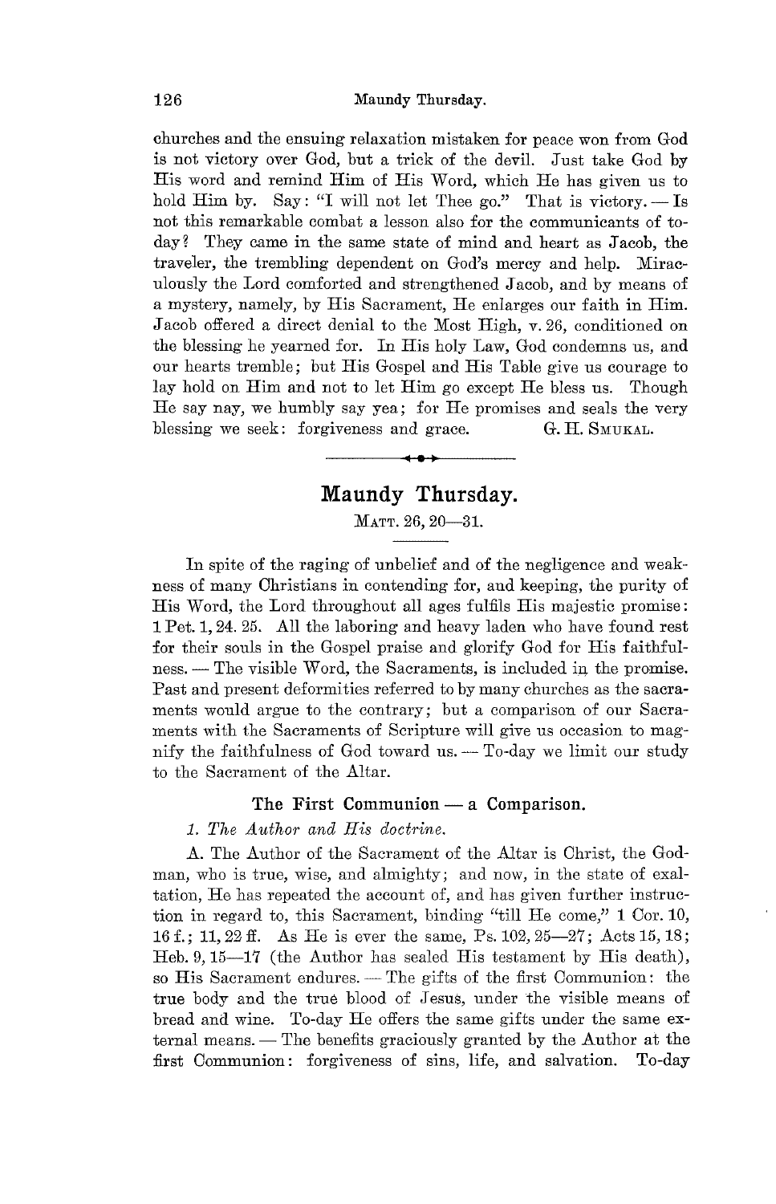churches and the ensuing relaxation mistaken for peace won from God is not victory over God, but a trick of the devil. Just take God by His word and remind Him of His Word, which He has given us to hold Him by. Say: "I will not let Thee go." That is victory. — Is not this remarkable combat a lesson also for the communicants of to-day? They came in the same state of mind and heart as Jacob, the traveler, the trembling dependent on God's mercy and help. Miraculously the Lord comforted and strengthened Jacob, and by means of a mystery, namely, by His Sacrament, He enlarges our faith in Him. Jacob offered a direct denial to the Most High, v. 26, conditioned on the blessing he yearned for. In His holy Law, God condemns us, and our hearts tremble; but His Gospel and His Table give us courage to lay hold on Him and not to let Him go except He bless us. Though He say nay, we humbly say yea; for He promises and seals the very blessing we seek: forgiveness and grace. G. H. Smukal.

---

# Maundy Thursday.

Matt. 26, 20—31.

In spite of the raging of unbelief and of the negligence and weakness of many Christians in contending for, and keeping, the purity of His Word, the Lord throughout all ages fulfils His majestic promise: 1 Pet. 1, 24. 25. All the laboring and heavy laden who have found rest for their souls in the Gospel praise and glorify God for His faithfulness. — The visible Word, the Sacraments, is included in the promise. Past and present deformities referred to by many churches as the sacraments would argue to the contrary; but a comparison of our Sacraments with the Sacraments of Scripture will give us occasion to magnify the faithfulness of God toward us. — To-day we limit our study to the Sacrament of the Altar.

## The First Communion — a Comparison.

*1. The Author and His doctrine.*

A. The Author of the Sacrament of the Altar is Christ, the God-man, who is true, wise, and almighty; and now, in the state of exaltation, He has repeated the account of, and has given further instruction in regard to, this Sacrament, binding "till He come," 1 Cor. 10, 16 f.; 11, 22 ff. As He is ever the same, Ps. 102, 25—27; Acts 15, 18; Heb. 9, 15—17 (the Author has sealed His testament by His death), so His Sacrament endures. — The gifts of the first Communion: the true body and the true blood of Jesus, under the visible means of bread and wine. To-day He offers the same gifts under the same external means. — The benefits graciously granted by the Author at the first Communion: forgiveness of sins, life, and salvation. To-day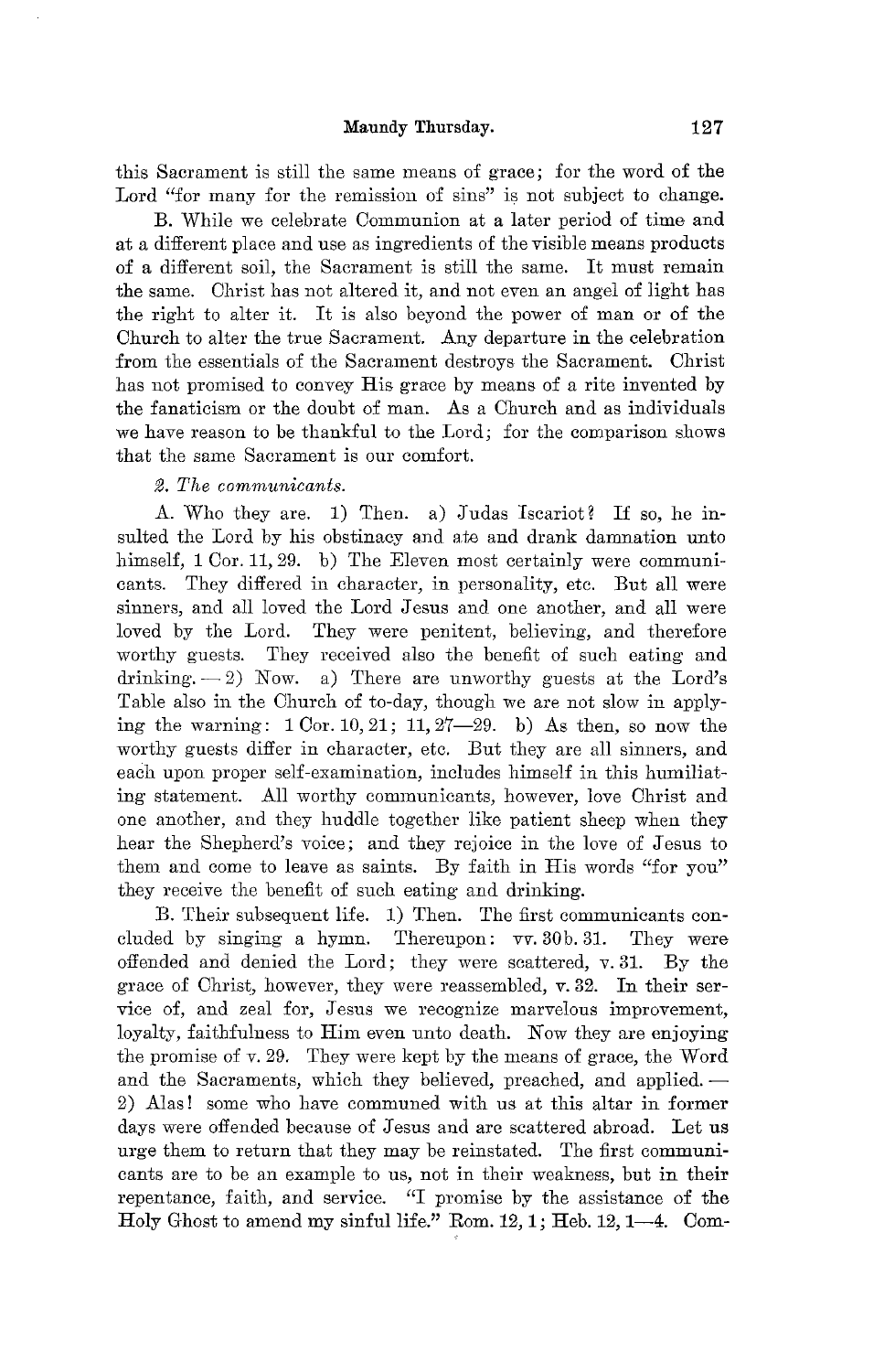this Sacrament is still the same means of grace; for the word of the Lord "for many for the remission of sins" is not subject to change.

B. While we celebrate Communion at a later period of time and at a different place and use as ingredients of the visible means products of a different soil, the Sacrament is still the same. It must remain the same. Christ has not altered it, and not even an angel of light has the right to alter it. It is also beyond the power of man or of the Church to alter the true Sacrament. Any departure in the celebration from the essentials of the Sacrament destroys the Sacrament. Christ has not promised to convey His grace by means of a rite invented by the fanaticism or the doubt of man. As a Church and as individuals we have reason to be thankful to the Lord; for the comparison shows that the same Sacrament is our comfort.

*2. The communicants.*

A. Who they are. 1) Then. a) Judas Iscariot? If so, he insulted the Lord by his obstinacy and ate and drank damnation unto himself, 1 Cor. 11, 29. b) The Eleven most certainly were communicants. They differed in character, in personality, etc. But all were sinners, and all loved the Lord Jesus and one another, and all were loved by the Lord. They were penitent, believing, and therefore worthy guests. They received also the benefit of such eating and drinking. — 2) Now. a) There are unworthy guests at the Lord's Table also in the Church of to-day, though we are not slow in applying the warning: 1 Cor. 10, 21; 11, 27—29. b) As then, so now the worthy guests differ in character, etc. But they are all sinners, and each upon proper self-examination, includes himself in this humiliating statement. All worthy communicants, however, love Christ and one another, and they huddle together like patient sheep when they hear the Shepherd's voice; and they rejoice in the love of Jesus to them and come to leave as saints. By faith in His words "for you" they receive the benefit of such eating and drinking.

B. Their subsequent life. 1) Then. The first communicants concluded by singing a hymn. Thereupon: vv. 30b. 31. They were offended and denied the Lord; they were scattered, v. 31. By the grace of Christ, however, they were reassembled, v. 32. In their service of, and zeal for, Jesus we recognize marvelous improvement, loyalty, faithfulness to Him even unto death. Now they are enjoying the promise of v. 29. They were kept by the means of grace, the Word and the Sacraments, which they believed, preached, and applied. — 2) Alas! some who have communed with us at this altar in former days were offended because of Jesus and are scattered abroad. Let us urge them to return that they may be reinstated. The first communicants are to be an example to us, not in their weakness, but in their repentance, faith, and service. "I promise by the assistance of the Holy Ghost to amend my sinful life." Rom. 12, 1; Heb. 12, 1—4. Com-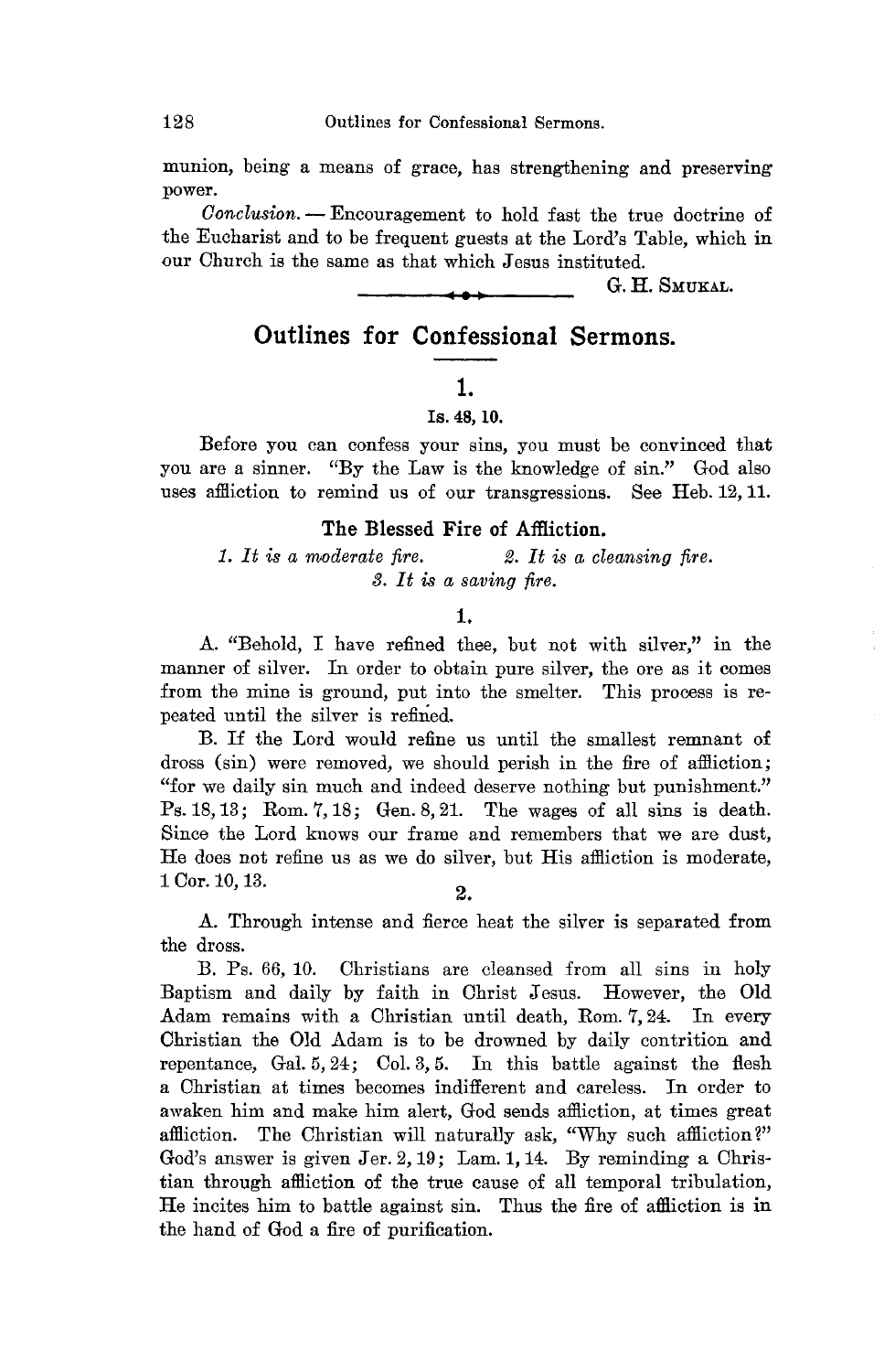munion, being a means of grace, has strengthening and preserving power.

*Conclusion.* — Encouragement to hold fast the true doctrine of the Eucharist and to be frequent guests at the Lord's Table, which in our Church is the same as that which Jesus instituted.

G. H. SMUKAL.

## Outlines for Confessional Sermons.

### 1.

**Is. 48, 10.**

Before you can confess your sins, you must be convinced that you are a sinner. "By the Law is the knowledge of sin." God also uses affliction to remind us of our transgressions. See Heb. 12, 11.

### The Blessed Fire of Affliction.

*1. It is a moderate fire.* *2. It is a cleansing fire.* *3. It is a saving fire.*

1.

A. "Behold, I have refined thee, but not with silver," in the manner of silver. In order to obtain pure silver, the ore as it comes from the mine is ground, put into the smelter. This process is repeated until the silver is refined.

B. If the Lord would refine us until the smallest remnant of dross (sin) were removed, we should perish in the fire of affliction; "for we daily sin much and indeed deserve nothing but punishment." Ps. 18, 13; Rom. 7, 18; Gen. 8, 21. The wages of all sins is death. Since the Lord knows our frame and remembers that we are dust, He does not refine us as we do silver, but His affliction is moderate, 1 Cor. 10, 13.

2.

A. Through intense and fierce heat the silver is separated from the dross.

B. Ps. 66, 10. Christians are cleansed from all sins in holy Baptism and daily by faith in Christ Jesus. However, the Old Adam remains with a Christian until death, Rom. 7, 24. In every Christian the Old Adam is to be drowned by daily contrition and repentance, Gal. 5, 24; Col. 3, 5. In this battle against the flesh a Christian at times becomes indifferent and careless. In order to awaken him and make him alert, God sends affliction, at times great affliction. The Christian will naturally ask, "Why such affliction?" God's answer is given Jer. 2, 19; Lam. 1, 14. By reminding a Christian through affliction of the true cause of all temporal tribulation, He incites him to battle against sin. Thus the fire of affliction is in the hand of God a fire of purification.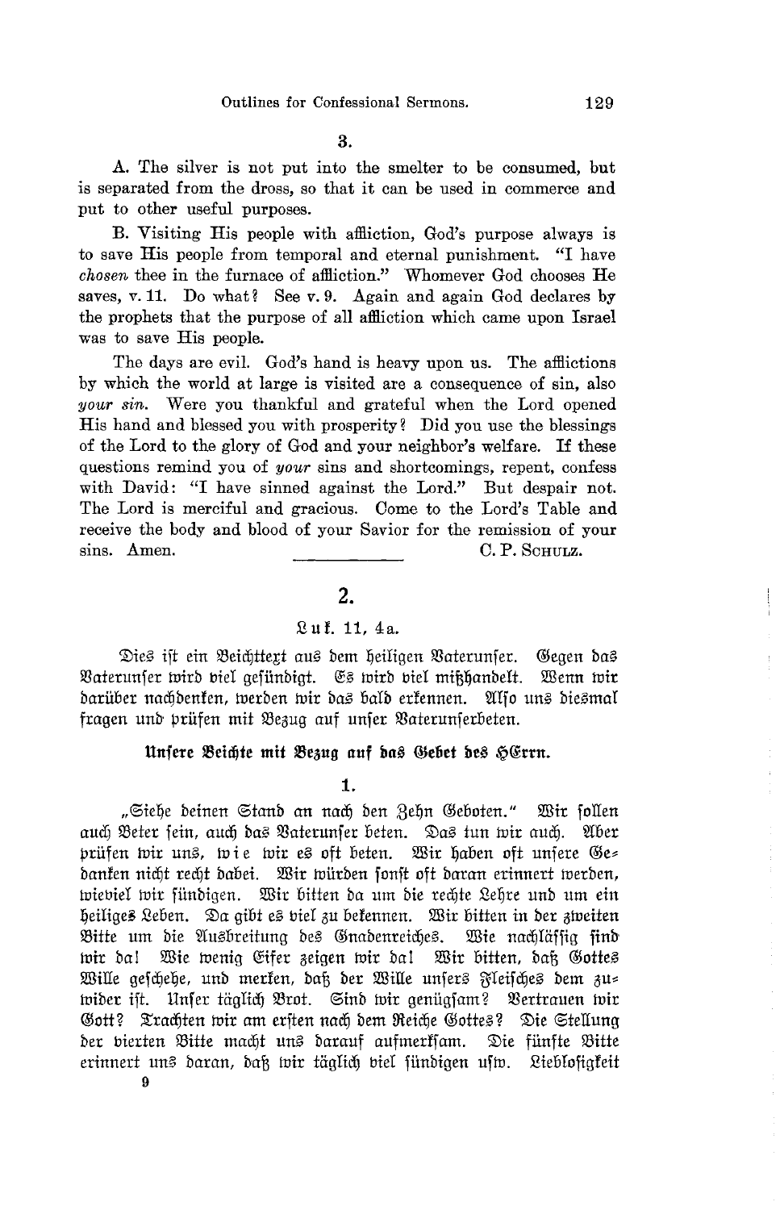3.

A. The silver is not put into the smelter to be consumed, but is separated from the dross, so that it can be used in commerce and put to other useful purposes.

B. Visiting His people with affliction, God's purpose always is to save His people from temporal and eternal punishment. "I have *chosen* thee in the furnace of affliction." Whomever God chooses He saves, v. 11. Do what? See v. 9. Again and again God declares by the prophets that the purpose of all affliction which came upon Israel was to save His people.

The days are evil. God's hand is heavy upon us. The afflictions by which the world at large is visited are a consequence of sin, also *your sin*. Were you thankful and grateful when the Lord opened His hand and blessed you with prosperity? Did you use the blessings of the Lord to the glory of God and your neighbor's welfare. If these questions remind you of *your* sins and shortcomings, repent, confess with David: "I have sinned against the Lord." But despair not. The Lord is merciful and gracious. Come to the Lord's Table and receive the body and blood of your Savior for the remission of your sins. Amen.

C. P. Schulz.

---

## 2.

Luk. 11, 4a.

Dies ist ein Beichttext aus dem heiligen Vaterunser. Gegen das Vaterunser wird viel gesündigt. Es wird viel mißhandelt. Wenn wir darüber nachdenken, werden wir das bald erkennen. Also uns diesmal fragen und prüfen mit Bezug auf unser Vaterunserbeten.

### Unsere Beichte mit Bezug auf das Gebet des HErrn.

1.

„Siehe deinen Stand an nach den Zehn Geboten." Wir sollen auch Beter sein, auch das Vaterunser beten. Das tun wir auch. Aber prüfen wir uns, w i e wir es oft beten. Wir haben oft unsere Gedanken nicht recht dabei. Wir würden sonst oft daran erinnert werden, wieviel wir sündigen. Wir bitten da um die rechte Lehre und um ein heiliges Leben. Da gibt es viel zu bekennen. Wir bitten in der zweiten Bitte um die Ausbreitung des Gnadenreiches. Wie nachlässig sind wir da! Wie wenig Eifer zeigen wir da! Wir bitten, daß Gottes Wille geschehe, und merken, daß der Wille unsers Fleisches dem zuwider ist. Unser täglich Brot. Sind wir genügsam? Vertrauen wir Gott? Trachten wir am ersten nach dem Reiche Gottes? Die Stellung der vierten Bitte macht uns darauf aufmerksam. Die fünfte Bitte erinnert uns daran, daß wir täglich viel sündigen usw. Lieblosigkeit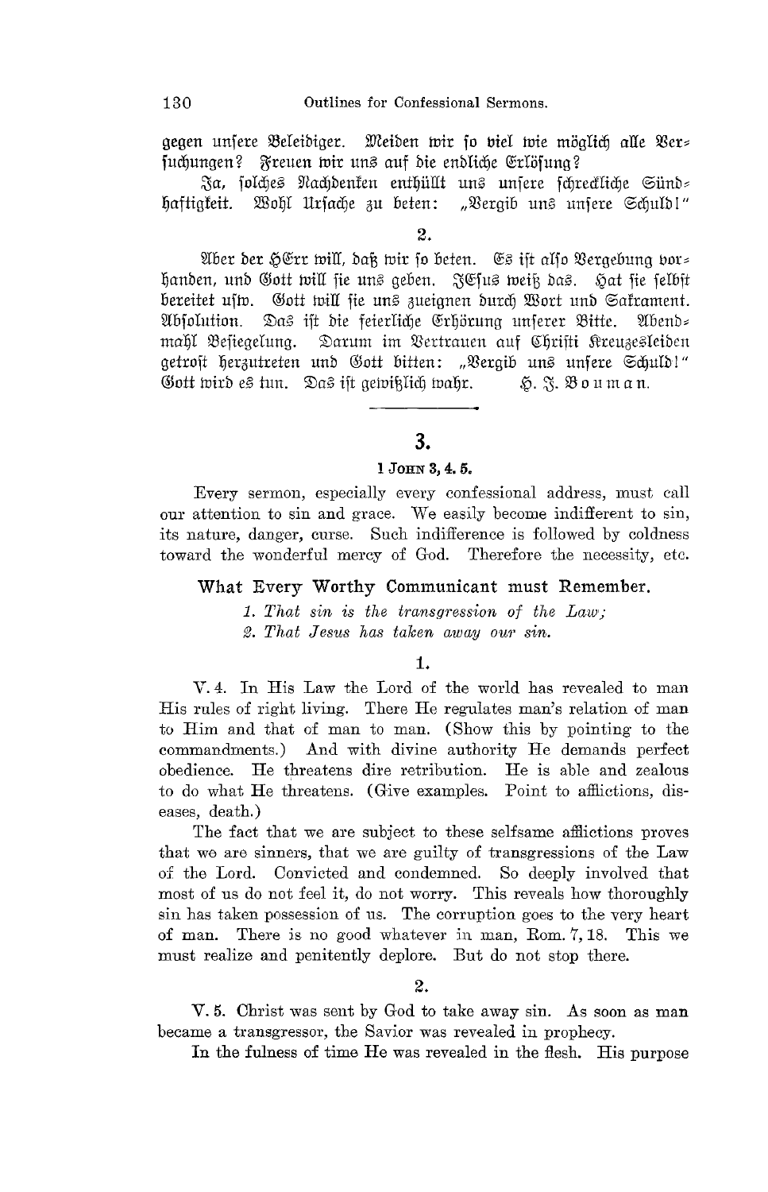gegen unsere Beleidiger. Meiden wir so viel wie möglich alle Versuchungen? Freuen wir uns auf die endliche Erlösung?

Ja, solches Nachdenken enthüllt uns unsere schreckliche Sündhaftigkeit. Wohl Ursache zu beten: „Vergib uns unsere Schuld!"

2.

Aber der HErr will, daß wir so beten. Es ist also Vergebung vorhanden, und Gott will sie uns geben. JEsus weiß das. Hat sie selbst bereitet usw. Gott will sie uns zueignen durch Wort und Sakrament. Absolution. Das ist die feierliche Erhörung unserer Bitte. Abendmahl Besiegelung. Darum im Vertrauen auf Christi Kreuzesleiden getrost herzutreten und Gott bitten: „Vergib uns unsere Schuld!" Gott wird es tun. Das ist gewißlich wahr. H. J. Bouman.

---

## 3.

### 1 John 3, 4. 5.

Every sermon, especially every confessional address, must call our attention to sin and grace. We easily become indifferent to sin, its nature, danger, curse. Such indifference is followed by coldness toward the wonderful mercy of God. Therefore the necessity, etc.

### What Every Worthy Communicant must Remember.

*1. That sin is the transgression of the Law;*
*2. That Jesus has taken away our sin.*

1.

V. 4. In His Law the Lord of the world has revealed to man His rules of right living. There He regulates man's relation of man to Him and that of man to man. (Show this by pointing to the commandments.) And with divine authority He demands perfect obedience. He threatens dire retribution. He is able and zealous to do what He threatens. (Give examples. Point to afflictions, diseases, death.)

The fact that we are subject to these selfsame afflictions proves that we are sinners, that we are guilty of transgressions of the Law of the Lord. Convicted and condemned. So deeply involved that most of us do not feel it, do not worry. This reveals how thoroughly sin has taken possession of us. The corruption goes to the very heart of man. There is no good whatever in man, Rom. 7, 18. This we must realize and penitently deplore. But do not stop there.

2.

V. 5. Christ was sent by God to take away sin. As soon as man became a transgressor, the Savior was revealed in prophecy.

In the fulness of time He was revealed in the flesh. His purpose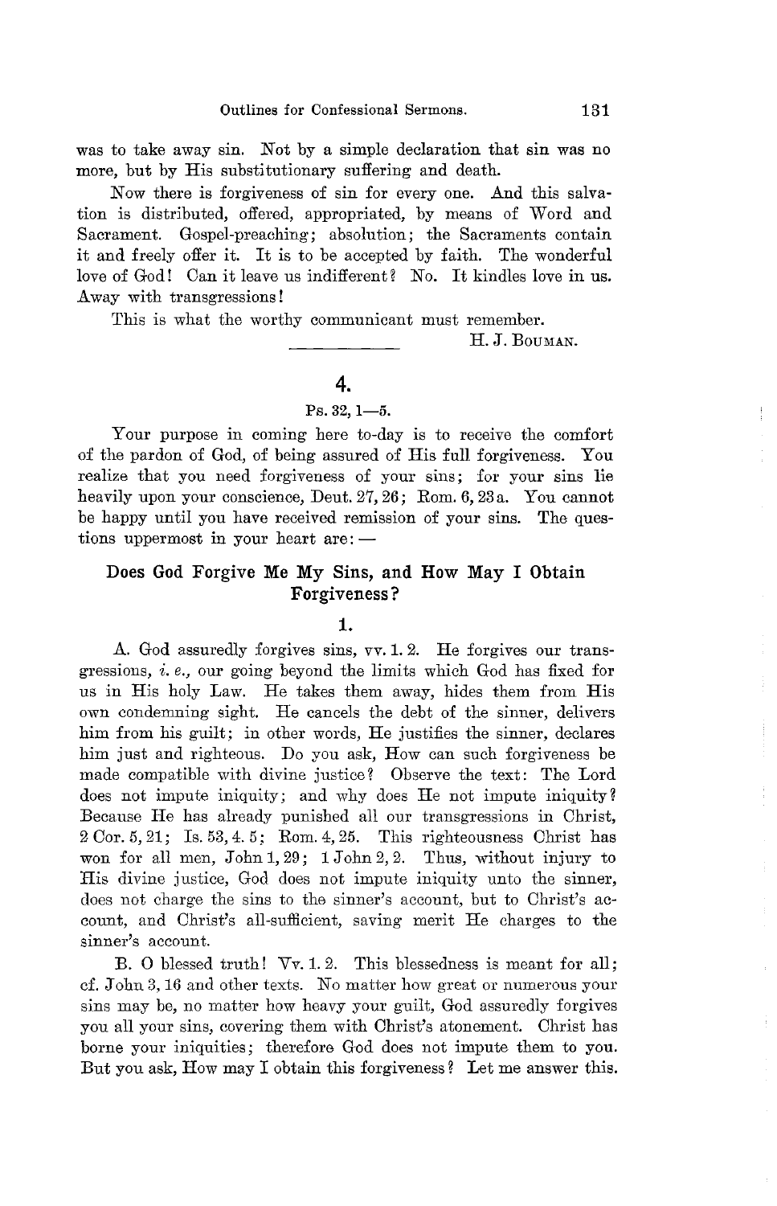was to take away sin. Not by a simple declaration that sin was no more, but by His substitutionary suffering and death.

Now there is forgiveness of sin for every one. And this salvation is distributed, offered, appropriated, by means of Word and Sacrament. Gospel-preaching; absolution; the Sacraments contain it and freely offer it. It is to be accepted by faith. The wonderful love of God! Can it leave us indifferent? No. It kindles love in us. Away with transgressions!

This is what the worthy communicant must remember.

H. J. Bouman.

---

## 4.

Ps. 32, 1—5.

Your purpose in coming here to-day is to receive the comfort of the pardon of God, of being assured of His full forgiveness. You realize that you need forgiveness of your sins; for your sins lie heavily upon your conscience, Deut. 27, 26; Rom. 6, 23 a. You cannot be happy until you have received remission of your sins. The questions uppermost in your heart are: —

### Does God Forgive Me My Sins, and How May I Obtain Forgiveness?

1.

A. God assuredly forgives sins, vv. 1. 2. He forgives our transgressions, *i. e.,* our going beyond the limits which God has fixed for us in His holy Law. He takes them away, hides them from His own condemning sight. He cancels the debt of the sinner, delivers him from his guilt; in other words, He justifies the sinner, declares him just and righteous. Do you ask, How can such forgiveness be made compatible with divine justice? Observe the text: The Lord does not impute iniquity; and why does He not impute iniquity? Because He has already punished all our transgressions in Christ, 2 Cor. 5, 21; Is. 53, 4. 5; Rom. 4, 25. This righteousness Christ has won for all men, John 1, 29; 1 John 2, 2. Thus, without injury to His divine justice, God does not impute iniquity unto the sinner, does not charge the sins to the sinner's account, but to Christ's account, and Christ's all-sufficient, saving merit He charges to the sinner's account.

B. O blessed truth! Vv. 1. 2. This blessedness is meant for all; cf. John 3, 16 and other texts. No matter how great or numerous your sins may be, no matter how heavy your guilt, God assuredly forgives you all your sins, covering them with Christ's atonement. Christ has borne your iniquities; therefore God does not impute them to you. But you ask, How may I obtain this forgiveness? Let me answer this.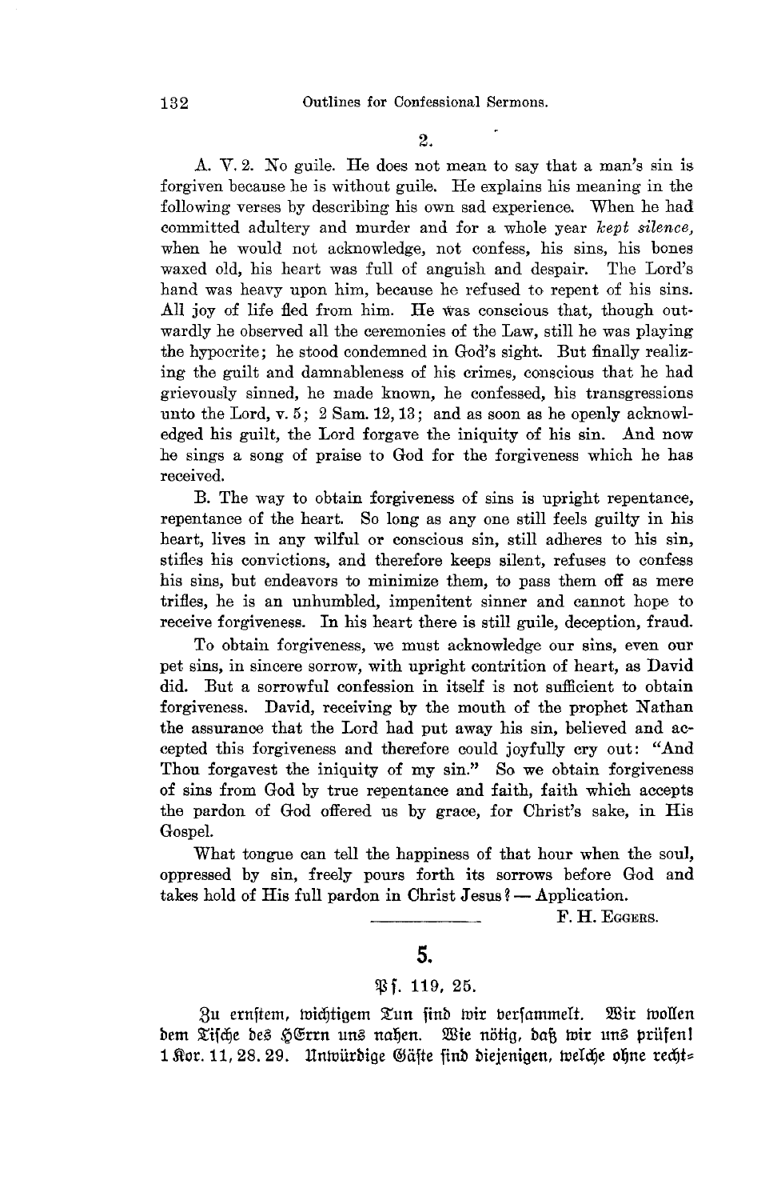2.

A. V. 2. No guile. He does not mean to say that a man's sin is forgiven because he is without guile. He explains his meaning in the following verses by describing his own sad experience. When he had committed adultery and murder and for a whole year *kept silence,* when he would not acknowledge, not confess, his sins, his bones waxed old, his heart was full of anguish and despair. The Lord's hand was heavy upon him, because he refused to repent of his sins. All joy of life fled from him. He was conscious that, though outwardly he observed all the ceremonies of the Law, still he was playing the hypocrite; he stood condemned in God's sight. But finally realizing the guilt and damnableness of his crimes, conscious that he had grievously sinned, he made known, he confessed, his transgressions unto the Lord, v. 5; 2 Sam. 12, 13; and as soon as he openly acknowledged his guilt, the Lord forgave the iniquity of his sin. And now he sings a song of praise to God for the forgiveness which he has received.

B. The way to obtain forgiveness of sins is upright repentance, repentance of the heart. So long as any one still feels guilty in his heart, lives in any wilful or conscious sin, still adheres to his sin, stifles his convictions, and therefore keeps silent, refuses to confess his sins, but endeavors to minimize them, to pass them off as mere trifles, he is an unhumbled, impenitent sinner and cannot hope to receive forgiveness. In his heart there is still guile, deception, fraud.

To obtain forgiveness, we must acknowledge our sins, even our pet sins, in sincere sorrow, with upright contrition of heart, as David did. But a sorrowful confession in itself is not sufficient to obtain forgiveness. David, receiving by the mouth of the prophet Nathan the assurance that the Lord had put away his sin, believed and accepted this forgiveness and therefore could joyfully cry out: "And Thou forgavest the iniquity of my sin." So we obtain forgiveness of sins from God by true repentance and faith, faith which accepts the pardon of God offered us by grace, for Christ's sake, in His Gospel.

What tongue can tell the happiness of that hour when the soul, oppressed by sin, freely pours forth its sorrows before God and takes hold of His full pardon in Christ Jesus? — Application.

F. H. Eggers.

## 5.

Pf. 119, 25.

Zu ernstem, wichtigem Tun sind wir versammelt. Wir wollen dem Tische des HErrn uns nahen. Wie nötig, daß wir uns prüfen! 1 Kor. 11, 28. 29. Unwürdige Gäste sind diejenigen, welche ohne recht-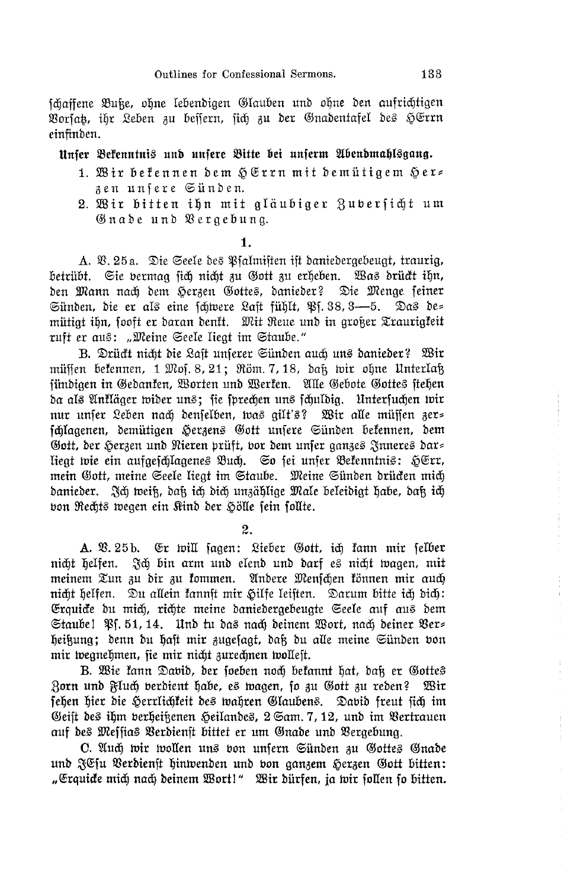schaffene Buße, ohne lebendigen Glauben und ohne den aufrichtigen Vorsatz, ihr Leben zu bessern, sich zu der Gnadentafel des HErrn einfinden.

**Unser Bekenntnis und unsere Bitte bei unserm Abendmahlsgang.**

1. Wir bekennen dem HErrn mit demütigem Herzen unsere Sünden.
2. Wir bitten ihn mit gläubiger Zuversicht um Gnade und Vergebung.

### 1.

A. V. 25 a. Die Seele des Psalmisten ist daniedergebeugt, traurig, betrübt. Sie vermag sich nicht zu Gott zu erheben. Was drückt ihn, den Mann nach dem Herzen Gottes, danieder? Die Menge seiner Sünden, die er als eine schwere Last fühlt, Ps. 38, 3—5. Das demütigt ihn, sooft er daran denkt. Mit Reue und in großer Traurigkeit ruft er aus: „Meine Seele liegt im Staube."

B. Drückt nicht die Last unserer Sünden auch uns danieder? Wir müssen bekennen, 1 Mos. 8, 21; Röm. 7, 18, daß wir ohne Unterlaß sündigen in Gedanken, Worten und Werken. Alle Gebote Gottes stehen da als Ankläger wider uns; sie sprechen uns schuldig. Untersuchen wir nur unser Leben nach denselben, was gilt's? Wir alle müssen zerschlagenen, demütigen Herzens Gott unsere Sünden bekennen, dem Gott, der Herzen und Nieren prüft, vor dem unser ganzes Inneres darliegt wie ein aufgeschlagenes Buch. So sei unser Bekenntnis: HErr, mein Gott, meine Seele liegt im Staube. Meine Sünden drücken mich danieder. Ich weiß, daß ich dich unzählige Male beleidigt habe, daß ich von Rechts wegen ein Kind der Hölle sein sollte.

### 2.

A. V. 25 b. Er will sagen: Lieber Gott, ich kann mir selber nicht helfen. Ich bin arm und elend und darf es nicht wagen, mit meinem Tun zu dir zu kommen. Andere Menschen können mir auch nicht helfen. Du allein kannst mir Hilfe leisten. Darum bitte ich dich: Erquicke du mich, richte meine daniedergebeugte Seele auf aus dem Staube! Ps. 51, 14. Und tu das nach deinem Wort, nach deiner Verheißung; denn du hast mir zugesagt, daß du alle meine Sünden von mir wegnehmen, sie mir nicht zurechnen wollest.

B. Wie kann David, der soeben noch bekannt hat, daß er Gottes Zorn und Fluch verdient habe, es wagen, so zu Gott zu reden? Wir sehen hier die Herrlichkeit des wahren Glaubens. David freut sich im Geist des ihm verheißenen Heilandes, 2 Sam. 7, 12, und im Vertrauen auf des Messias Verdienst bittet er um Gnade und Vergebung.

C. Auch wir wollen uns von unsern Sünden zu Gottes Gnade und JEsu Verdienst hinwenden und von ganzem Herzen Gott bitten: **„Erquicke mich nach deinem Wort!" Wir dürfen, ja wir sollen so bitten.**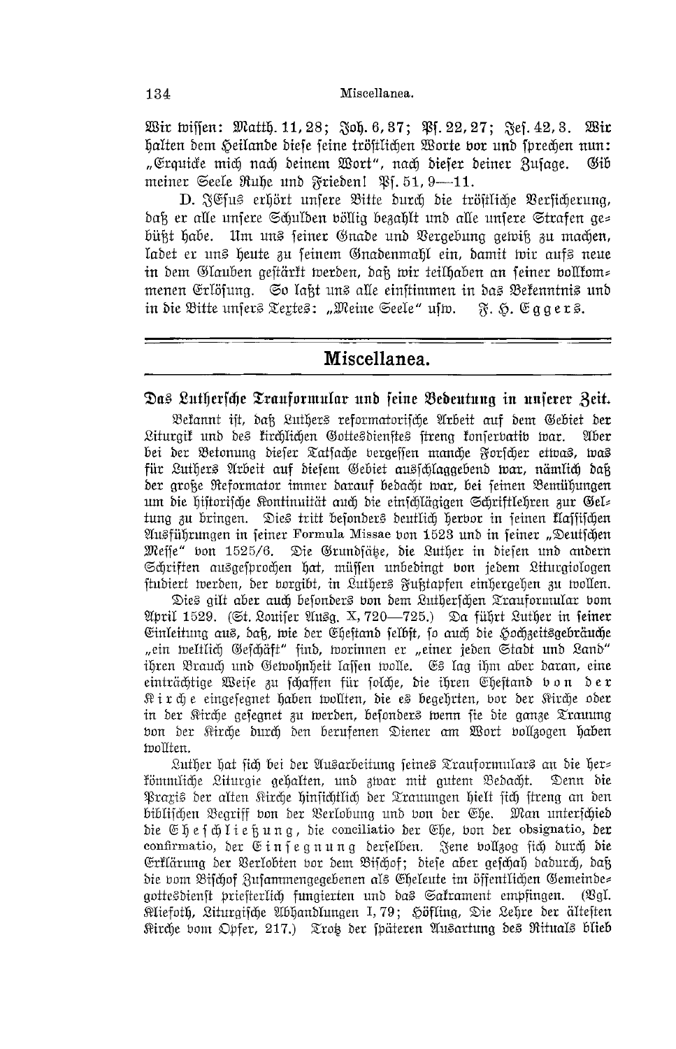Wir wissen: Matth. 11, 28; Joh. 6, 37; Ps. 22, 27; Jes. 42, 3. Wir halten dem Heilande diese seine tröstlichen Worte vor und sprechen nun: „Erquicke mich nach deinem Wort“, nach dieser deiner Zusage. Gib meiner Seele Ruhe und Frieden! Ps. 51, 9—11.

D. JEsus erhört unsere Bitte durch die tröstliche Versicherung, daß er alle unsere Schulden völlig bezahlt und alle unsere Strafen gebüßt habe. Um uns seiner Gnade und Vergebung gewiß zu machen, ladet er uns heute zu seinem Gnadenmahl ein, damit wir aufs neue in dem Glauben gestärkt werden, daß wir teilhaben an seiner vollkommenen Erlösung. So laßt uns alle einstimmen in das Bekenntnis und in die Bitte unsers Textes: „Meine Seele“ usw. F. H. Eggers.

## Miscellanea.

### Das Luthersche Trauformular und seine Bedeutung in unserer Zeit.

Bekannt ist, daß Luthers reformatorische Arbeit auf dem Gebiet der Liturgik und des kirchlichen Gottesdienstes streng konservativ war. Aber bei der Betonung dieser Tatsache vergessen manche Forscher etwas, was für Luthers Arbeit auf diesem Gebiet ausschlaggebend war, nämlich daß der große Reformator immer darauf bedacht war, bei seinen Bemühungen um die historische Kontinuität auch die einschlägigen Schriftlehren zur Geltung zu bringen. Dies tritt besonders deutlich hervor in seinen klassischen Ausführungen in seiner Formula Missae von 1523 und in seiner „Deutschen Messe“ von 1525/6. Die Grundsätze, die Luther in diesen und andern Schriften ausgesprochen hat, müssen unbedingt von jedem Liturgiologen studiert werden, der vorgibt, in Luthers Fußtapfen einhergehen zu wollen.

Dies gilt aber auch besonders von dem Lutherschen Trauformular vom April 1529. (St. Louiser Ausg. X, 720—725.) Da führt Luther in seiner Einleitung aus, daß, wie der Ehestand selbst, so auch die Hochzeitsgebräuche „ein weltlich Geschäft“ sind, worinnen er „einer jeden Stadt und Land“ ihren Brauch und Gewohnheit lassen wolle. Es lag ihm aber daran, eine einträchtige Weise zu schaffen für solche, die ihren Ehestand von der Kirche eingesegnet haben wollten, die es begehrten, vor der Kirche oder in der Kirche gesegnet zu werden, besonders wenn sie die ganze Trauung von der Kirche durch den berufenen Diener am Wort vollzogen haben wollten.

Luther hat sich bei der Ausarbeitung seines Trauformulars an die herkömmliche Liturgie gehalten, und zwar mit gutem Bedacht. Denn die Praxis der alten Kirche hinsichtlich der Trauungen hielt sich streng an den biblischen Begriff von der Verlobung und von der Ehe. Man unterschied die Eheschließung, die conciliatio der Ehe, von der obsignatio, der confirmatio, der Einsegnung derselben. Jene vollzog sich durch die Erklärung der Verlobten vor dem Bischof; diese aber geschah dadurch, daß die vom Bischof Zusammengegebenen als Eheleute im öffentlichen Gemeindegottesdienst priesterlich fungierten und das Sakrament empfingen. (Vgl. Kliefoth, Liturgische Abhandlungen I, 79; Höfling, Die Lehre der ältesten Kirche vom Opfer, 217.) Trotz der späteren Ausartung des Rituals blieb